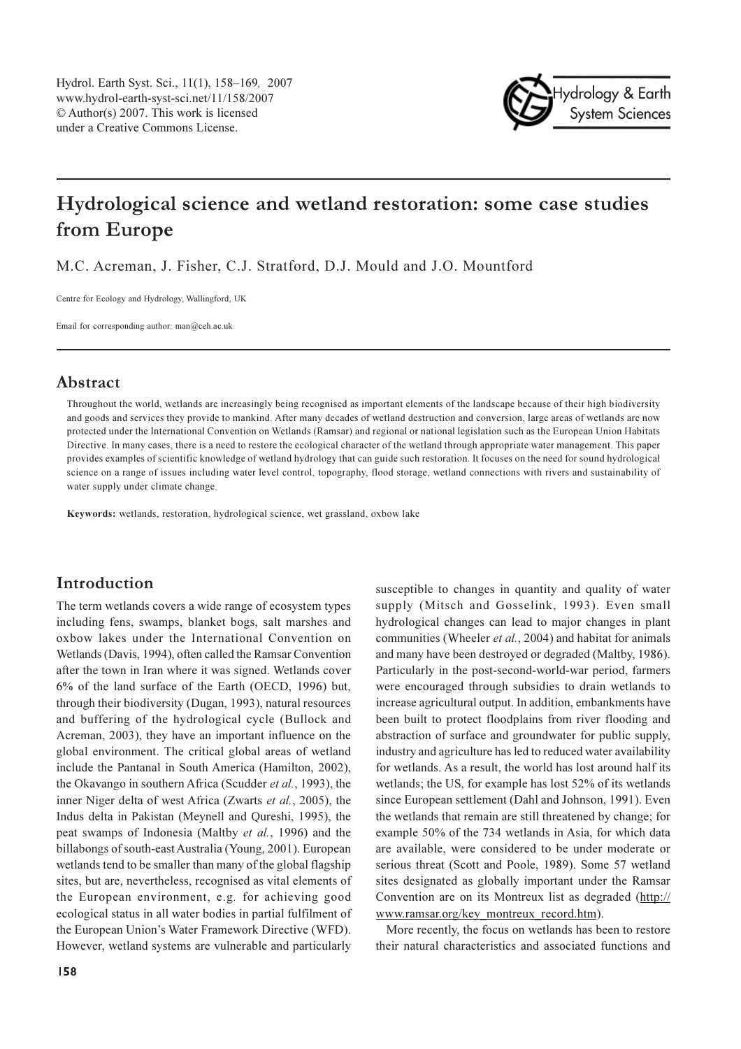# Hydrological science and wetland restoration: some case studies from Europe

M.C. Acreman, J. Fisher, C.J. Stratford, D.J. Mould and J.O. Mountford

Centre for Ecology and Hydrology, Wallingford, UK

Email for corresponding author: man@ceh.ac.uk

## Abstract

Throughout the world, wetlands are increasingly being recognised as important elements of the landscape because of their high biodiversity and goods and services they provide to mankind. After many decades of wetland destruction and conversion, large areas of wetlands are now protected under the International Convention on Wetlands (Ramsar) and regional or national legislation such as the European Union Habitats Directive. In many cases, there is a need to restore the ecological character of the wetland through appropriate water management. This paper provides examples of scientific knowledge of wetland hydrology that can guide such restoration. It focuses on the need for sound hydrological science on a range of issues including water level control, topography, flood storage, wetland connections with rivers and sustainability of water supply under climate change.

**Keywords:** wetlands, restoration, hydrological science, wet grassland, oxbow lake

## Introduction

The term wetlands covers a wide range of ecosystem types including fens, swamps, blanket bogs, salt marshes and oxbow lakes under the International Convention on Wetlands (Davis, 1994), often called the Ramsar Convention after the town in Iran where it was signed. Wetlands cover 6% of the land surface of the Earth (OECD, 1996) but, through their biodiversity (Dugan, 1993), natural resources and buffering of the hydrological cycle (Bullock and Acreman, 2003), they have an important influence on the global environment. The critical global areas of wetland include the Pantanal in South America (Hamilton, 2002), the Okavango in southern Africa (Scudder *et al.*, 1993), the inner Niger delta of west Africa (Zwarts *et al.*, 2005), the Indus delta in Pakistan (Meynell and Qureshi, 1995), the peat swamps of Indonesia (Maltby *et al.*, 1996) and the billabongs of south-east Australia (Young, 2001). European wetlands tend to be smaller than many of the global flagship sites, but are, nevertheless, recognised as vital elements of the European environment, e.g. for achieving good ecological status in all water bodies in partial fulfilment of the European Union's Water Framework Directive (WFD). However, wetland systems are vulnerable and particularly susceptible to changes in quantity and quality of water supply (Mitsch and Gosselink, 1993). Even small hydrological changes can lead to major changes in plant communities (Wheeler *et al.*, 2004) and habitat for animals and many have been destroyed or degraded (Maltby, 1986). Particularly in the post-second-world-war period, farmers were encouraged through subsidies to drain wetlands to increase agricultural output. In addition, embankments have been built to protect floodplains from river flooding and abstraction of surface and groundwater for public supply, industry and agriculture has led to reduced water availability for wetlands. As a result, the world has lost around half its wetlands; the US, for example has lost 52% of its wetlands since European settlement (Dahl and Johnson, 1991). Even the wetlands that remain are still threatened by change; for example 50% of the 734 wetlands in Asia, for which data are available, were considered to be under moderate or serious threat (Scott and Poole, 1989). Some 57 wetland sites designated as globally important under the Ramsar Convention are on its Montreux list as degraded (http://www.ramsar.org/key_montreux_record.htm).

More recently, the focus on wetlands has been to restore their natural characteristics and associated functions and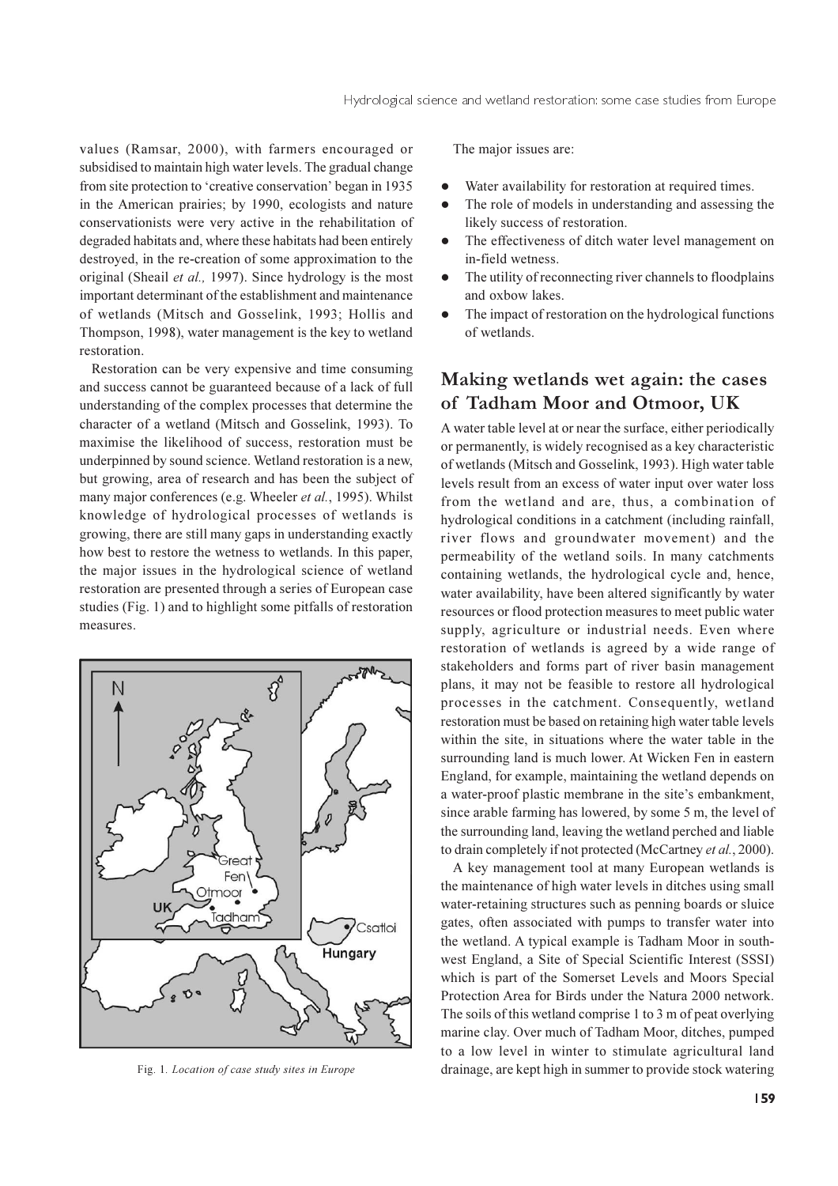values (Ramsar, 2000), with farmers encouraged or subsidised to maintain high water levels. The gradual change from site protection to 'creative conservation' began in 1935 in the American prairies; by 1990, ecologists and nature conservationists were very active in the rehabilitation of degraded habitats and, where these habitats had been entirely destroyed, in the re-creation of some approximation to the original (Sheail *et al.,* 1997). Since hydrology is the most important determinant of the establishment and maintenance of wetlands (Mitsch and Gosselink, 1993; Hollis and Thompson, 1998), water management is the key to wetland restoration.

Restoration can be very expensive and time consuming and success cannot be guaranteed because of a lack of full understanding of the complex processes that determine the character of a wetland (Mitsch and Gosselink, 1993). To maximise the likelihood of success, restoration must be underpinned by sound science. Wetland restoration is a new, but growing, area of research and has been the subject of many major conferences (e.g. Wheeler *et al.*, 1995). Whilst knowledge of hydrological processes of wetlands is growing, there are still many gaps in understanding exactly how best to restore the wetness to wetlands. In this paper, the major issues in the hydrological science of wetland restoration are presented through a series of European case studies (Fig. 1) and to highlight some pitfalls of restoration measures.

Fig. 1. *Location of case study sites in Europe*

The major issues are:

- Water availability for restoration at required times.
- The role of models in understanding and assessing the likely success of restoration.
- The effectiveness of ditch water level management on in-field wetness.
- The utility of reconnecting river channels to floodplains and oxbow lakes.
- The impact of restoration on the hydrological functions of wetlands.

## Making wetlands wet again: the cases of Tadham Moor and Otmoor, UK

A water table level at or near the surface, either periodically or permanently, is widely recognised as a key characteristic of wetlands (Mitsch and Gosselink, 1993). High water table levels result from an excess of water input over water loss from the wetland and are, thus, a combination of hydrological conditions in a catchment (including rainfall, river flows and groundwater movement) and the permeability of the wetland soils. In many catchments containing wetlands, the hydrological cycle and, hence, water availability, have been altered significantly by water resources or flood protection measures to meet public water supply, agriculture or industrial needs. Even where restoration of wetlands is agreed by a wide range of stakeholders and forms part of river basin management plans, it may not be feasible to restore all hydrological processes in the catchment. Consequently, wetland restoration must be based on retaining high water table levels within the site, in situations where the water table in the surrounding land is much lower. At Wicken Fen in eastern England, for example, maintaining the wetland depends on a water-proof plastic membrane in the site's embankment, since arable farming has lowered, by some 5 m, the level of the surrounding land, leaving the wetland perched and liable to drain completely if not protected (McCartney *et al.*, 2000).

A key management tool at many European wetlands is the maintenance of high water levels in ditches using small water-retaining structures such as penning boards or sluice gates, often associated with pumps to transfer water into the wetland. A typical example is Tadham Moor in south-west England, a Site of Special Scientific Interest (SSSI) which is part of the Somerset Levels and Moors Special Protection Area for Birds under the Natura 2000 network. The soils of this wetland comprise 1 to 3 m of peat overlying marine clay. Over much of Tadham Moor, ditches, pumped to a low level in winter to stimulate agricultural land drainage, are kept high in summer to provide stock watering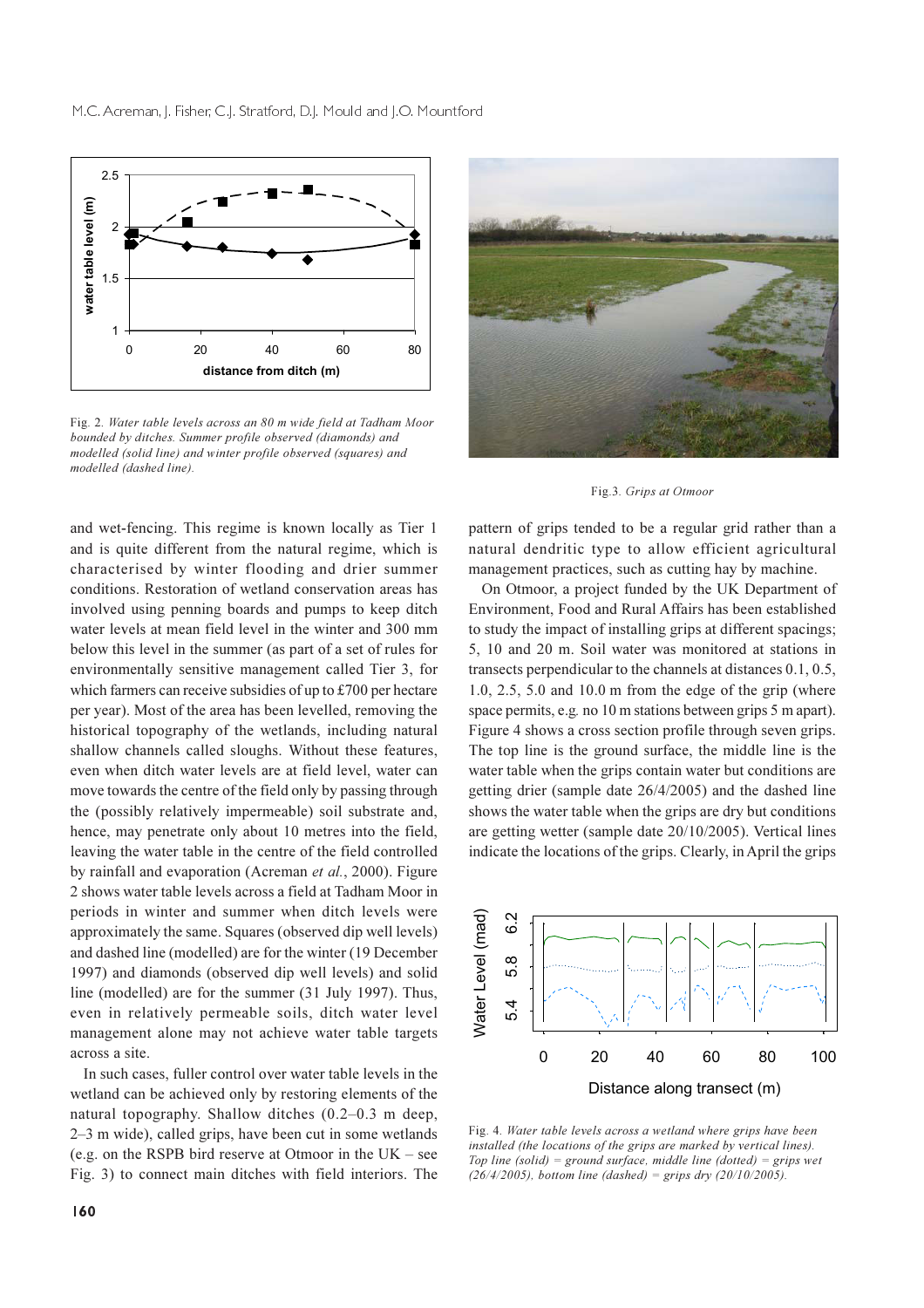Fig. 2. *Water table levels across an 80 m wide field at Tadham Moor bounded by ditches. Summer profile observed (diamonds) and modelled (solid line) and winter profile observed (squares) and modelled (dashed line).*

Fig.3. *Grips at Otmoor*

and wet-fencing. This regime is known locally as Tier 1 and is quite different from the natural regime, which is characterised by winter flooding and drier summer conditions. Restoration of wetland conservation areas has involved using penning boards and pumps to keep ditch water levels at mean field level in the winter and 300 mm below this level in the summer (as part of a set of rules for environmentally sensitive management called Tier 3, for which farmers can receive subsidies of up to £700 per hectare per year). Most of the area has been levelled, removing the historical topography of the wetlands, including natural shallow channels called sloughs. Without these features, even when ditch water levels are at field level, water can move towards the centre of the field only by passing through the (possibly relatively impermeable) soil substrate and, hence, may penetrate only about 10 metres into the field, leaving the water table in the centre of the field controlled by rainfall and evaporation (Acreman *et al.*, 2000). Figure 2 shows water table levels across a field at Tadham Moor in periods in winter and summer when ditch levels were approximately the same. Squares (observed dip well levels) and dashed line (modelled) are for the winter (19 December 1997) and diamonds (observed dip well levels) and solid line (modelled) are for the summer (31 July 1997). Thus, even in relatively permeable soils, ditch water level management alone may not achieve water table targets across a site.

In such cases, fuller control over water table levels in the wetland can be achieved only by restoring elements of the natural topography. Shallow ditches (0.2–0.3 m deep, 2–3 m wide), called grips, have been cut in some wetlands (e.g. on the RSPB bird reserve at Otmoor in the UK – see Fig. 3) to connect main ditches with field interiors. The pattern of grips tended to be a regular grid rather than a natural dendritic type to allow efficient agricultural management practices, such as cutting hay by machine.

On Otmoor, a project funded by the UK Department of Environment, Food and Rural Affairs has been established to study the impact of installing grips at different spacings; 5, 10 and 20 m. Soil water was monitored at stations in transects perpendicular to the channels at distances 0.1, 0.5, 1.0, 2.5, 5.0 and 10.0 m from the edge of the grip (where space permits, e.g. no 10 m stations between grips 5 m apart). Figure 4 shows a cross section profile through seven grips. The top line is the ground surface, the middle line is the water table when the grips contain water but conditions are getting drier (sample date 26/4/2005) and the dashed line shows the water table when the grips are dry but conditions are getting wetter (sample date 20/10/2005). Vertical lines indicate the locations of the grips. Clearly, in April the grips

Fig. 4. *Water table levels across a wetland where grips have been installed (the locations of the grips are marked by vertical lines). Top line (solid) = ground surface, middle line (dotted) = grips wet (26/4/2005), bottom line (dashed) = grips dry (20/10/2005).*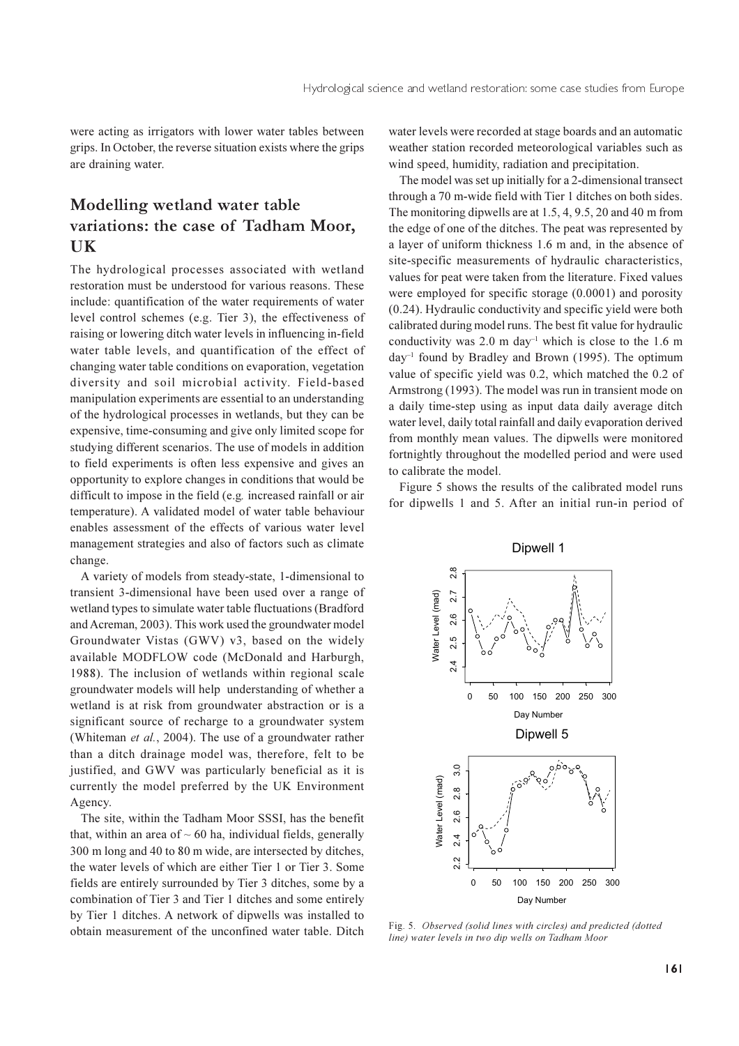were acting as irrigators with lower water tables between grips. In October, the reverse situation exists where the grips are draining water.

## Modelling wetland water table variations: the case of Tadham Moor, UK

The hydrological processes associated with wetland restoration must be understood for various reasons. These include: quantification of the water requirements of water level control schemes (e.g. Tier 3), the effectiveness of raising or lowering ditch water levels in influencing in-field water table levels, and quantification of the effect of changing water table conditions on evaporation, vegetation diversity and soil microbial activity. Field-based manipulation experiments are essential to an understanding of the hydrological processes in wetlands, but they can be expensive, time-consuming and give only limited scope for studying different scenarios. The use of models in addition to field experiments is often less expensive and gives an opportunity to explore changes in conditions that would be difficult to impose in the field (e.g*.* increased rainfall or air temperature). A validated model of water table behaviour enables assessment of the effects of various water level management strategies and also of factors such as climate change.

A variety of models from steady-state, 1-dimensional to transient 3-dimensional have been used over a range of wetland types to simulate water table fluctuations (Bradford and Acreman, 2003). This work used the groundwater model Groundwater Vistas (GWV) v3, based on the widely available MODFLOW code (McDonald and Harburgh, 1988). The inclusion of wetlands within regional scale groundwater models will help understanding of whether a wetland is at risk from groundwater abstraction or is a significant source of recharge to a groundwater system (Whiteman *et al.*, 2004). The use of a groundwater rather than a ditch drainage model was, therefore, felt to be justified, and GWV was particularly beneficial as it is currently the model preferred by the UK Environment Agency.

The site, within the Tadham Moor SSSI, has the benefit that, within an area of ~ 60 ha, individual fields, generally 300 m long and 40 to 80 m wide, are intersected by ditches, the water levels of which are either Tier 1 or Tier 3. Some fields are entirely surrounded by Tier 3 ditches, some by a combination of Tier 3 and Tier 1 ditches and some entirely by Tier 1 ditches. A network of dipwells was installed to obtain measurement of the unconfined water table. Ditch water levels were recorded at stage boards and an automatic weather station recorded meteorological variables such as wind speed, humidity, radiation and precipitation.

The model was set up initially for a 2-dimensional transect through a 70 m-wide field with Tier 1 ditches on both sides. The monitoring dipwells are at 1.5, 4, 9.5, 20 and 40 m from the edge of one of the ditches. The peat was represented by a layer of uniform thickness 1.6 m and, in the absence of site-specific measurements of hydraulic characteristics, values for peat were taken from the literature. Fixed values were employed for specific storage (0.0001) and porosity (0.24). Hydraulic conductivity and specific yield were both calibrated during model runs. The best fit value for hydraulic conductivity was 2.0 m day$^{-1}$ which is close to the 1.6 m day$^{-1}$ found by Bradley and Brown (1995). The optimum value of specific yield was 0.2, which matched the 0.2 of Armstrong (1993). The model was run in transient mode on a daily time-step using as input data daily average ditch water level, daily total rainfall and daily evaporation derived from monthly mean values. The dipwells were monitored fortnightly throughout the modelled period and were used to calibrate the model.

Figure 5 shows the results of the calibrated model runs for dipwells 1 and 5. After an initial run-in period of

Fig. 5. *Observed (solid lines with circles) and predicted (dotted line) water levels in two dip wells on Tadham Moor*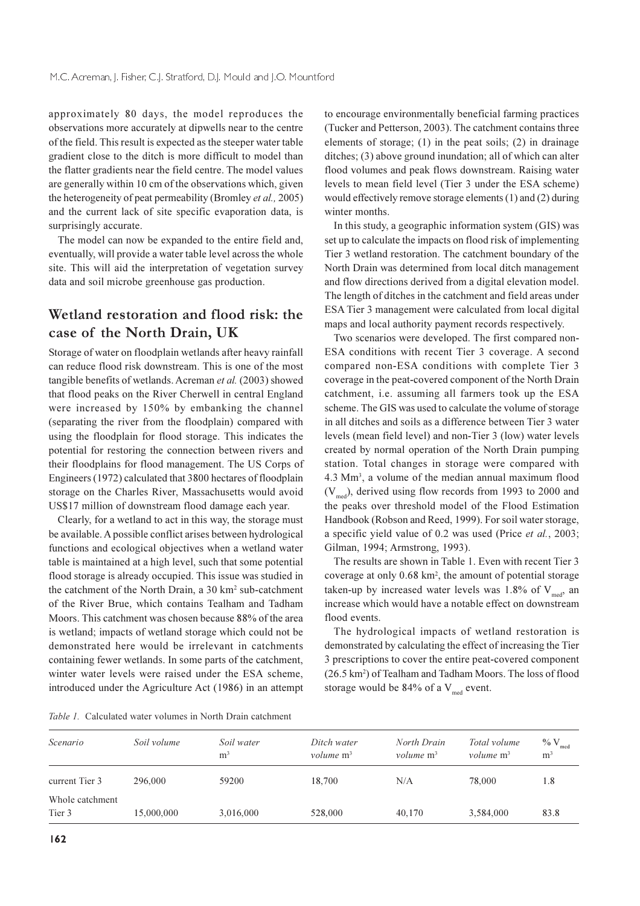approximately 80 days, the model reproduces the observations more accurately at dipwells near to the centre of the field. This result is expected as the steeper water table gradient close to the ditch is more difficult to model than the flatter gradients near the field centre. The model values are generally within 10 cm of the observations which, given the heterogeneity of peat permeability (Bromley *et al.,* 2005) and the current lack of site specific evaporation data, is surprisingly accurate.

The model can now be expanded to the entire field and, eventually, will provide a water table level across the whole site. This will aid the interpretation of vegetation survey data and soil microbe greenhouse gas production.

## Wetland restoration and flood risk: the case of the North Drain, UK

Storage of water on floodplain wetlands after heavy rainfall can reduce flood risk downstream. This is one of the most tangible benefits of wetlands. Acreman *et al.* (2003) showed that flood peaks on the River Cherwell in central England were increased by 150% by embanking the channel (separating the river from the floodplain) compared with using the floodplain for flood storage. This indicates the potential for restoring the connection between rivers and their floodplains for flood management. The US Corps of Engineers (1972) calculated that 3800 hectares of floodplain storage on the Charles River, Massachusetts would avoid US$17 million of downstream flood damage each year.

Clearly, for a wetland to act in this way, the storage must be available. A possible conflict arises between hydrological functions and ecological objectives when a wetland water table is maintained at a high level, such that some potential flood storage is already occupied. This issue was studied in the catchment of the North Drain, a 30 km$^2$ sub-catchment of the River Brue, which contains Tealham and Tadham Moors. This catchment was chosen because 88% of the area is wetland; impacts of wetland storage which could not be demonstrated here would be irrelevant in catchments containing fewer wetlands. In some parts of the catchment, winter water levels were raised under the ESA scheme, introduced under the Agriculture Act (1986) in an attempt to encourage environmentally beneficial farming practices (Tucker and Petterson, 2003). The catchment contains three elements of storage; (1) in the peat soils; (2) in drainage ditches; (3) above ground inundation; all of which can alter flood volumes and peak flows downstream. Raising water levels to mean field level (Tier 3 under the ESA scheme) would effectively remove storage elements (1) and (2) during winter months.

In this study, a geographic information system (GIS) was set up to calculate the impacts on flood risk of implementing Tier 3 wetland restoration. The catchment boundary of the North Drain was determined from local ditch management and flow directions derived from a digital elevation model. The length of ditches in the catchment and field areas under ESA Tier 3 management were calculated from local digital maps and local authority payment records respectively.

Two scenarios were developed. The first compared non-ESA conditions with recent Tier 3 coverage. A second compared non-ESA conditions with complete Tier 3 coverage in the peat-covered component of the North Drain catchment, i.e. assuming all farmers took up the ESA scheme. The GIS was used to calculate the volume of storage in all ditches and soils as a difference between Tier 3 water levels (mean field level) and non-Tier 3 (low) water levels created by normal operation of the North Drain pumping station. Total changes in storage were compared with 4.3 Mm$^3$, a volume of the median annual maximum flood ($V_{med}$), derived using flow records from 1993 to 2000 and the peaks over threshold model of the Flood Estimation Handbook (Robson and Reed, 1999). For soil water storage, a specific yield value of 0.2 was used (Price *et al.*, 2003; Gilman, 1994; Armstrong, 1993).

The results are shown in Table 1. Even with recent Tier 3 coverage at only 0.68 km$^2$, the amount of potential storage taken-up by increased water levels was 1.8% of $V_{med}$, an increase which would have a notable effect on downstream flood events.

The hydrological impacts of wetland restoration is demonstrated by calculating the effect of increasing the Tier 3 prescriptions to cover the entire peat-covered component (26.5 km$^2$) of Tealham and Tadham Moors. The loss of flood storage would be 84% of a $V_{med}$ event.

*Table 1.* Calculated water volumes in North Drain catchment

| *Scenario* | *Soil volume* | *Soil water* m$^3$ | *Ditch water volume* m$^3$ | *North Drain volume* m$^3$ | *Total volume volume* m$^3$ | % $V_{med}$ m$^3$ |
|---|---|---|---|---|---|---|
| current Tier 3 | 296,000 | 59200 | 18,700 | N/A | 78,000 | 1.8 |
| Whole catchment Tier 3 | 15,000,000 | 3,016,000 | 528,000 | 40,170 | 3,584,000 | 83.8 |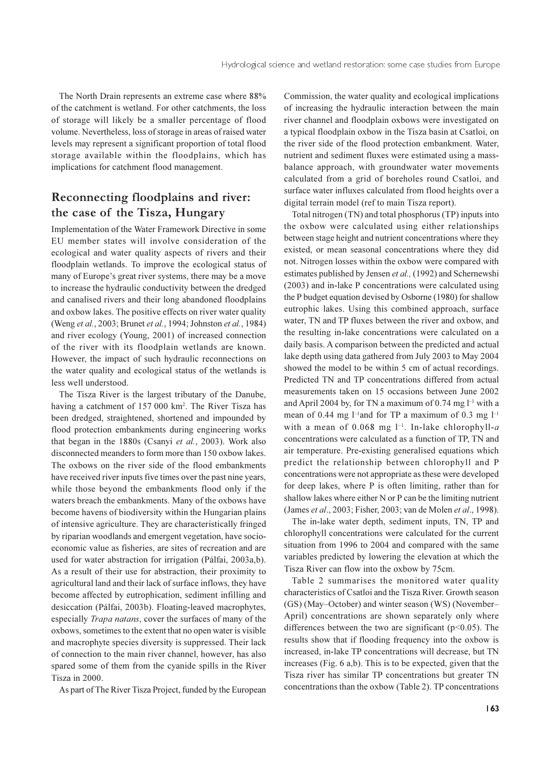The North Drain represents an extreme case where 88% of the catchment is wetland. For other catchments, the loss of storage will likely be a smaller percentage of flood volume. Nevertheless, loss of storage in areas of raised water levels may represent a significant proportion of total flood storage available within the floodplains, which has implications for catchment flood management.

## Reconnecting floodplains and river: the case of the Tisza, Hungary

Implementation of the Water Framework Directive in some EU member states will involve consideration of the ecological and water quality aspects of rivers and their floodplain wetlands. To improve the ecological status of many of Europe's great river systems, there may be a move to increase the hydraulic conductivity between the dredged and canalised rivers and their long abandoned floodplains and oxbow lakes. The positive effects on river water quality (Weng *et al.*, 2003; Brunet *et al.*, 1994; Johnston *et al.*, 1984) and river ecology (Young, 2001) of increased connection of the river with its floodplain wetlands are known. However, the impact of such hydraulic reconnections on the water quality and ecological status of the wetlands is less well understood.

The Tisza River is the largest tributary of the Danube, having a catchment of 157 000 km$^2$. The River Tisza has been dredged, straightened, shortened and impounded by flood protection embankments during engineering works that began in the 1880s (Csanyi *et al.*, 2003). Work also disconnected meanders to form more than 150 oxbow lakes. The oxbows on the river side of the flood embankments have received river inputs five times over the past nine years, while those beyond the embankments flood only if the waters breach the embankments. Many of the oxbows have become havens of biodiversity within the Hungarian plains of intensive agriculture. They are characteristically fringed by riparian woodlands and emergent vegetation, have socio-economic value as fisheries, are sites of recreation and are used for water abstraction for irrigation (Pálfai, 2003a,b). As a result of their use for abstraction, their proximity to agricultural land and their lack of surface inflows, they have become affected by eutrophication, sediment infilling and desiccation (Pálfai, 2003b). Floating-leaved macrophytes, especially *Trapa natans*, cover the surfaces of many of the oxbows, sometimes to the extent that no open water is visible and macrophyte species diversity is suppressed. Their lack of connection to the main river channel, however, has also spared some of them from the cyanide spills in the River Tisza in 2000.

As part of The River Tisza Project, funded by the European Commission, the water quality and ecological implications of increasing the hydraulic interaction between the main river channel and floodplain oxbows were investigated on a typical floodplain oxbow in the Tisza basin at Csatloi, on the river side of the flood protection embankment. Water, nutrient and sediment fluxes were estimated using a mass-balance approach, with groundwater water movements calculated from a grid of boreholes round Csatloi, and surface water influxes calculated from flood heights over a digital terrain model (ref to main Tisza report).

Total nitrogen (TN) and total phosphorus (TP) inputs into the oxbow were calculated using either relationships between stage height and nutrient concentrations where they existed, or mean seasonal concentrations where they did not. Nitrogen losses within the oxbow were compared with estimates published by Jensen *et al.,* (1992) and Schernewshi (2003) and in-lake P concentrations were calculated using the P budget equation devised by Osborne (1980) for shallow eutrophic lakes. Using this combined approach, surface water, TN and TP fluxes between the river and oxbow, and the resulting in-lake concentrations were calculated on a daily basis. A comparison between the predicted and actual lake depth using data gathered from July 2003 to May 2004 showed the model to be within 5 cm of actual recordings. Predicted TN and TP concentrations differed from actual measurements taken on 15 occasions between June 2002 and April 2004 by, for TN a maximum of 0.74 mg l$^{-1}$ with a mean of 0.44 mg l$^{-1}$and for TP a maximum of 0.3 mg l$^{-1}$ with a mean of 0.068 mg l$^{-1}$. In-lake chlorophyll-*a* concentrations were calculated as a function of TP, TN and air temperature. Pre-existing generalised equations which predict the relationship between chlorophyll and P concentrations were not appropriate as these were developed for deep lakes, where P is often limiting, rather than for shallow lakes where either N or P can be the limiting nutrient (James *et al*., 2003; Fisher, 2003; van de Molen *et al*., 1998).

The in-lake water depth, sediment inputs, TN, TP and chlorophyll concentrations were calculated for the current situation from 1996 to 2004 and compared with the same variables predicted by lowering the elevation at which the Tisza River can flow into the oxbow by 75cm.

Table 2 summarises the monitored water quality characteristics of Csatloi and the Tisza River. Growth season (GS) (May–October) and winter season (WS) (November–April) concentrations are shown separately only where differences between the two are significant ($p<0.05$). The results show that if flooding frequency into the oxbow is increased, in-lake TP concentrations will decrease, but TN increases (Fig. 6 a,b). This is to be expected, given that the Tisza river has similar TP concentrations but greater TN concentrations than the oxbow (Table 2). TP concentrations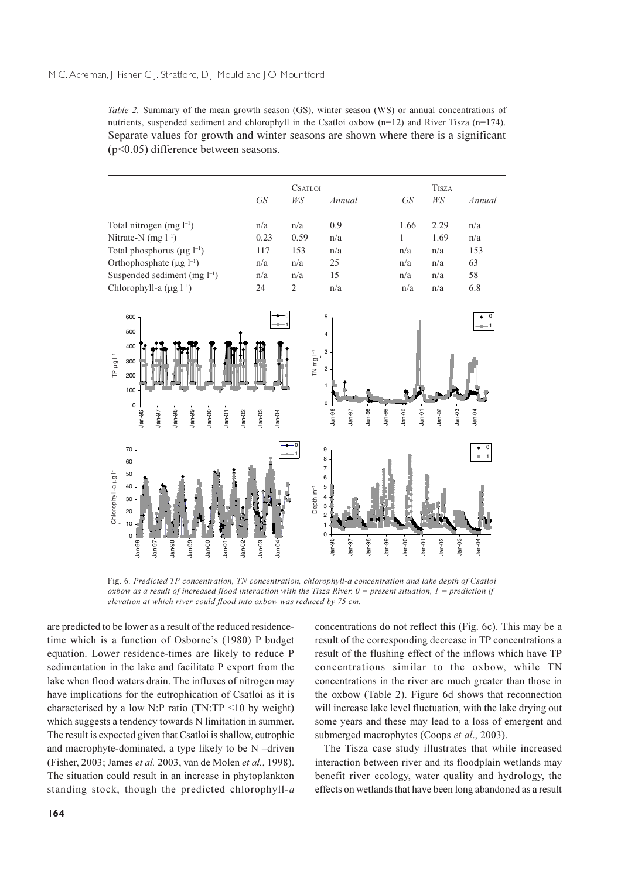*Table 2.* Summary of the mean growth season (GS), winter season (WS) or annual concentrations of nutrients, suspended sediment and chlorophyll in the Csatloi oxbow (n=12) and River Tisza (n=174). Separate values for growth and winter seasons are shown where there is a significant ($p<0.05$) difference between seasons.

| | Csatloi | | | Tisza | | |
|---|---|---|---|---|---|---|
| | *GS* | *WS* | *Annual* | *GS* | *WS* | *Annual* |
| Total nitrogen (mg $l^{-1}$) | n/a | n/a | 0.9 | 1.66 | 2.29 | n/a |
| Nitrate-N (mg $l^{-1}$) | 0.23 | 0.59 | n/a | 1 | 1.69 | n/a |
| Total phosphorus ($\mu$g $l^{-1}$) | 117 | 153 | n/a | n/a | n/a | 153 |
| Orthophosphate ($\mu$g $l^{-1}$) | n/a | n/a | 25 | n/a | n/a | 63 |
| Suspended sediment (mg $l^{-1}$) | n/a | n/a | 15 | n/a | n/a | 58 |
| Chlorophyll-a ($\mu$g $l^{-1}$) | 24 | 2 | n/a | n/a | n/a | 6.8 |

Fig. 6. *Predicted TP concentration, TN concentration, chlorophyll-a concentration and lake depth of Csatloi oxbow as a result of increased flood interaction with the Tisza River. 0 = present situation, 1 = prediction if elevation at which river could flood into oxbow was reduced by 75 cm.*

are predicted to be lower as a result of the reduced residence-time which is a function of Osborne's (1980) P budget equation. Lower residence-times are likely to reduce P sedimentation in the lake and facilitate P export from the lake when flood waters drain. The influxes of nitrogen may have implications for the eutrophication of Csatloi as it is characterised by a low N:P ratio (TN:TP <10 by weight) which suggests a tendency towards N limitation in summer. The result is expected given that Csatloi is shallow, eutrophic and macrophyte-dominated, a type likely to be N –driven (Fisher, 2003; James *et al.* 2003, van de Molen *et al.*, 1998). The situation could result in an increase in phytoplankton standing stock, though the predicted chlorophyll-*a* concentrations do not reflect this (Fig. 6c). This may be a result of the corresponding decrease in TP concentrations a result of the flushing effect of the inflows which have TP concentrations similar to the oxbow, while TN concentrations in the river are much greater than those in the oxbow (Table 2). Figure 6d shows that reconnection will increase lake level fluctuation, with the lake drying out some years and these may lead to a loss of emergent and submerged macrophytes (Coops *et al*., 2003).

The Tisza case study illustrates that while increased interaction between river and its floodplain wetlands may benefit river ecology, water quality and hydrology, the effects on wetlands that have been long abandoned as a result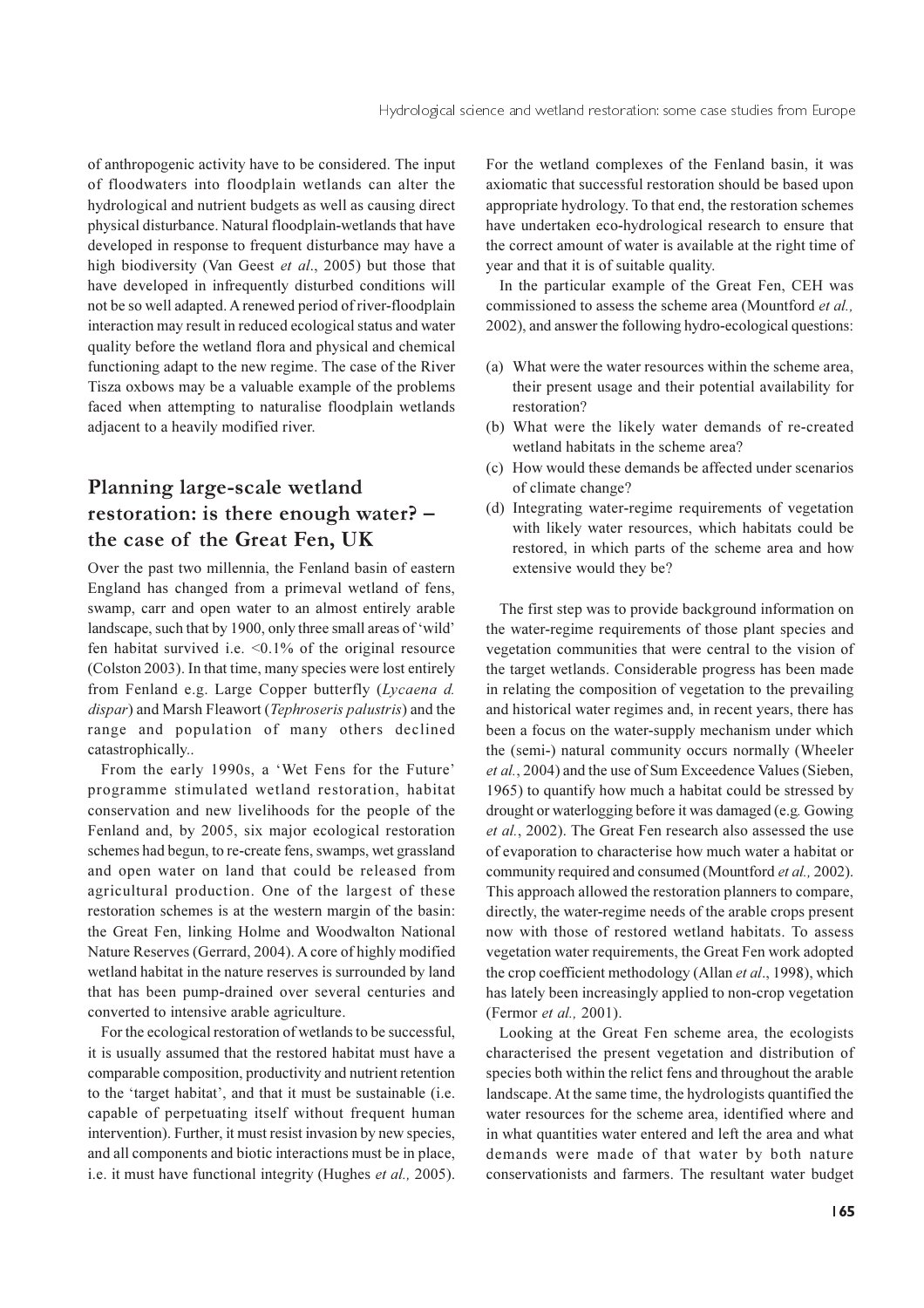of anthropogenic activity have to be considered. The input of floodwaters into floodplain wetlands can alter the hydrological and nutrient budgets as well as causing direct physical disturbance. Natural floodplain-wetlands that have developed in response to frequent disturbance may have a high biodiversity (Van Geest *et al*., 2005) but those that have developed in infrequently disturbed conditions will not be so well adapted. A renewed period of river-floodplain interaction may result in reduced ecological status and water quality before the wetland flora and physical and chemical functioning adapt to the new regime. The case of the River Tisza oxbows may be a valuable example of the problems faced when attempting to naturalise floodplain wetlands adjacent to a heavily modified river.

## Planning large-scale wetland restoration: is there enough water? – the case of the Great Fen, UK

Over the past two millennia, the Fenland basin of eastern England has changed from a primeval wetland of fens, swamp, carr and open water to an almost entirely arable landscape, such that by 1900, only three small areas of 'wild' fen habitat survived i.e. <0.1% of the original resource (Colston 2003). In that time, many species were lost entirely from Fenland e.g. Large Copper butterfly (*Lycaena d. dispar*) and Marsh Fleawort (*Tephroseris palustris*) and the range and population of many others declined catastrophically..

From the early 1990s, a 'Wet Fens for the Future' programme stimulated wetland restoration, habitat conservation and new livelihoods for the people of the Fenland and, by 2005, six major ecological restoration schemes had begun, to re-create fens, swamps, wet grassland and open water on land that could be released from agricultural production. One of the largest of these restoration schemes is at the western margin of the basin: the Great Fen, linking Holme and Woodwalton National Nature Reserves (Gerrard, 2004). A core of highly modified wetland habitat in the nature reserves is surrounded by land that has been pump-drained over several centuries and converted to intensive arable agriculture.

For the ecological restoration of wetlands to be successful, it is usually assumed that the restored habitat must have a comparable composition, productivity and nutrient retention to the 'target habitat', and that it must be sustainable (i.e. capable of perpetuating itself without frequent human intervention). Further, it must resist invasion by new species, and all components and biotic interactions must be in place, i.e. it must have functional integrity (Hughes *et al.,* 2005). For the wetland complexes of the Fenland basin, it was axiomatic that successful restoration should be based upon appropriate hydrology. To that end, the restoration schemes have undertaken eco-hydrological research to ensure that the correct amount of water is available at the right time of year and that it is of suitable quality.

In the particular example of the Great Fen, CEH was commissioned to assess the scheme area (Mountford *et al.,* 2002), and answer the following hydro-ecological questions:

(a) What were the water resources within the scheme area, their present usage and their potential availability for restoration?
(b) What were the likely water demands of re-created wetland habitats in the scheme area?
(c) How would these demands be affected under scenarios of climate change?
(d) Integrating water-regime requirements of vegetation with likely water resources, which habitats could be restored, in which parts of the scheme area and how extensive would they be?

The first step was to provide background information on the water-regime requirements of those plant species and vegetation communities that were central to the vision of the target wetlands. Considerable progress has been made in relating the composition of vegetation to the prevailing and historical water regimes and, in recent years, there has been a focus on the water-supply mechanism under which the (semi-) natural community occurs normally (Wheeler *et al.*, 2004) and the use of Sum Exceedence Values (Sieben, 1965) to quantify how much a habitat could be stressed by drought or waterlogging before it was damaged (e.g*.* Gowing *et al.*, 2002). The Great Fen research also assessed the use of evaporation to characterise how much water a habitat or community required and consumed (Mountford *et al.,* 2002). This approach allowed the restoration planners to compare, directly, the water-regime needs of the arable crops present now with those of restored wetland habitats. To assess vegetation water requirements, the Great Fen work adopted the crop coefficient methodology (Allan *et al*., 1998), which has lately been increasingly applied to non-crop vegetation (Fermor *et al.,* 2001).

Looking at the Great Fen scheme area, the ecologists characterised the present vegetation and distribution of species both within the relict fens and throughout the arable landscape. At the same time, the hydrologists quantified the water resources for the scheme area, identified where and in what quantities water entered and left the area and what demands were made of that water by both nature conservationists and farmers. The resultant water budget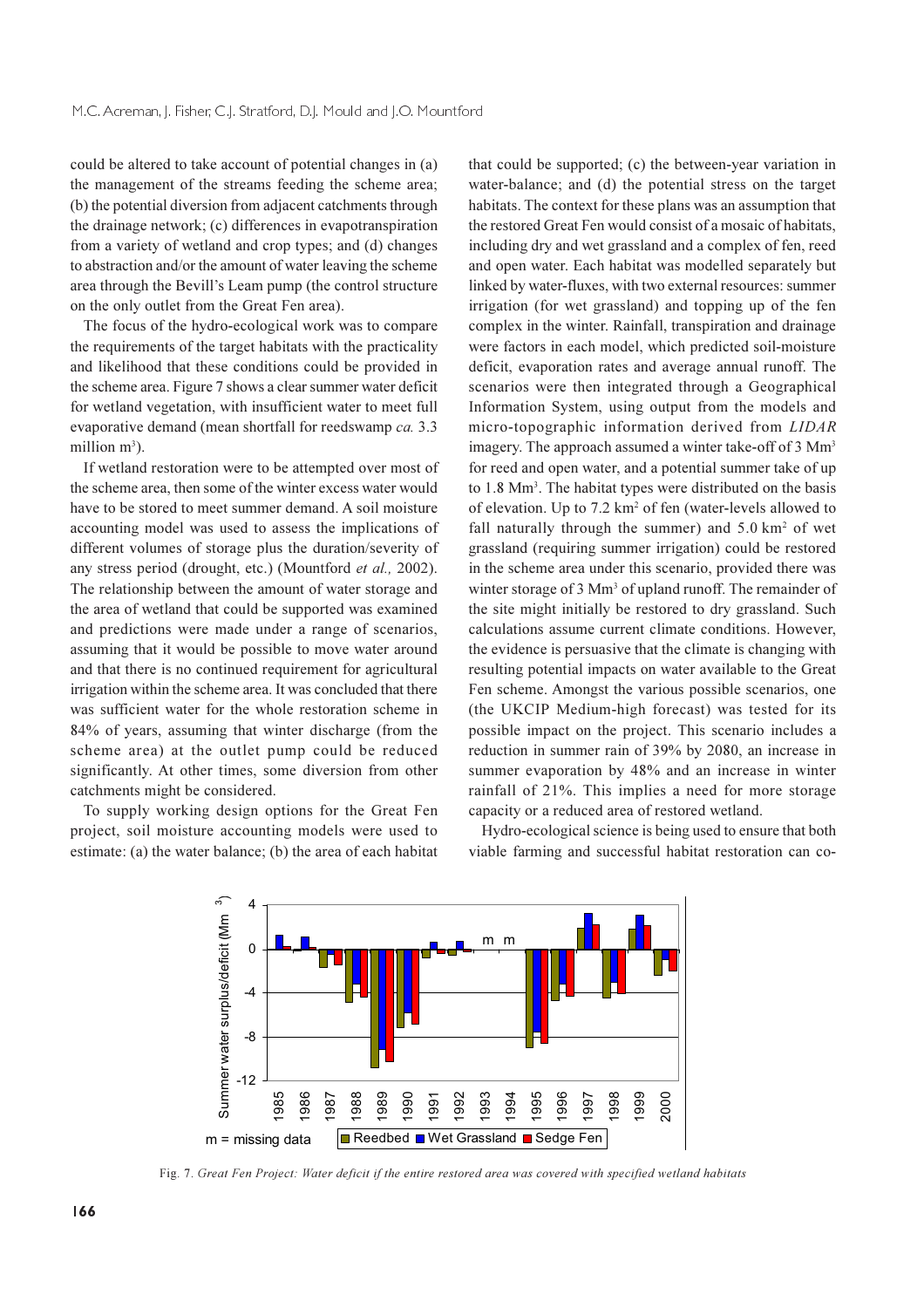could be altered to take account of potential changes in (a) the management of the streams feeding the scheme area; (b) the potential diversion from adjacent catchments through the drainage network; (c) differences in evapotranspiration from a variety of wetland and crop types; and (d) changes to abstraction and/or the amount of water leaving the scheme area through the Bevill's Leam pump (the control structure on the only outlet from the Great Fen area).

The focus of the hydro-ecological work was to compare the requirements of the target habitats with the practicality and likelihood that these conditions could be provided in the scheme area. Figure 7 shows a clear summer water deficit for wetland vegetation, with insufficient water to meet full evaporative demand (mean shortfall for reedswamp *ca.* 3.3 million $m^3$).

If wetland restoration were to be attempted over most of the scheme area, then some of the winter excess water would have to be stored to meet summer demand. A soil moisture accounting model was used to assess the implications of different volumes of storage plus the duration/severity of any stress period (drought, etc.) (Mountford *et al.,* 2002). The relationship between the amount of water storage and the area of wetland that could be supported was examined and predictions were made under a range of scenarios, assuming that it would be possible to move water around and that there is no continued requirement for agricultural irrigation within the scheme area. It was concluded that there was sufficient water for the whole restoration scheme in 84% of years, assuming that winter discharge (from the scheme area) at the outlet pump could be reduced significantly. At other times, some diversion from other catchments might be considered.

To supply working design options for the Great Fen project, soil moisture accounting models were used to estimate: (a) the water balance; (b) the area of each habitat that could be supported; (c) the between-year variation in water-balance; and (d) the potential stress on the target habitats. The context for these plans was an assumption that the restored Great Fen would consist of a mosaic of habitats, including dry and wet grassland and a complex of fen, reed and open water. Each habitat was modelled separately but linked by water-fluxes, with two external resources: summer irrigation (for wet grassland) and topping up of the fen complex in the winter. Rainfall, transpiration and drainage were factors in each model, which predicted soil-moisture deficit, evaporation rates and average annual runoff. The scenarios were then integrated through a Geographical Information System, using output from the models and micro-topographic information derived from *LIDAR* imagery. The approach assumed a winter take-off of 3 $Mm^3$ for reed and open water, and a potential summer take of up to 1.8 $Mm^3$. The habitat types were distributed on the basis of elevation. Up to 7.2 $km^2$ of fen (water-levels allowed to fall naturally through the summer) and 5.0 $km^2$ of wet grassland (requiring summer irrigation) could be restored in the scheme area under this scenario, provided there was winter storage of 3 $Mm^3$ of upland runoff. The remainder of the site might initially be restored to dry grassland. Such calculations assume current climate conditions. However, the evidence is persuasive that the climate is changing with resulting potential impacts on water available to the Great Fen scheme. Amongst the various possible scenarios, one (the UKCIP Medium-high forecast) was tested for its possible impact on the project. This scenario includes a reduction in summer rain of 39% by 2080, an increase in summer evaporation by 48% and an increase in winter rainfall of 21%. This implies a need for more storage capacity or a reduced area of restored wetland.

Hydro-ecological science is being used to ensure that both viable farming and successful habitat restoration can co-

Fig. 7. *Great Fen Project: Water deficit if the entire restored area was covered with specified wetland habitats*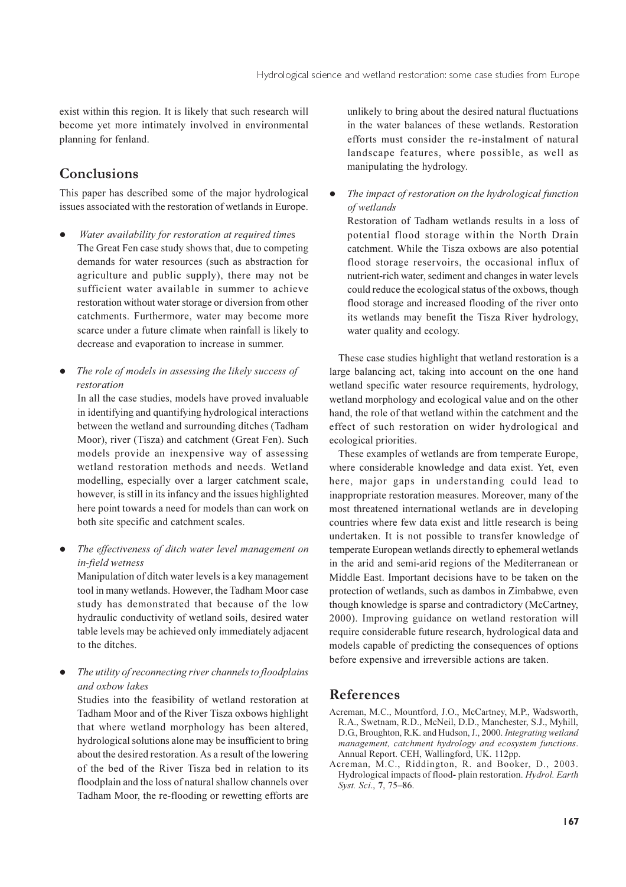exist within this region. It is likely that such research will become yet more intimately involved in environmental planning for fenland.

## Conclusions

This paper has described some of the major hydrological issues associated with the restoration of wetlands in Europe.

- *Water availability for restoration at required time*s
  The Great Fen case study shows that, due to competing demands for water resources (such as abstraction for agriculture and public supply), there may not be sufficient water available in summer to achieve restoration without water storage or diversion from other catchments. Furthermore, water may become more scarce under a future climate when rainfall is likely to decrease and evaporation to increase in summer.

- *The role of models in assessing the likely success of restoration*
  In all the case studies, models have proved invaluable in identifying and quantifying hydrological interactions between the wetland and surrounding ditches (Tadham Moor), river (Tisza) and catchment (Great Fen). Such models provide an inexpensive way of assessing wetland restoration methods and needs. Wetland modelling, especially over a larger catchment scale, however, is still in its infancy and the issues highlighted here point towards a need for models than can work on both site specific and catchment scales.

- *The effectiveness of ditch water level management on in-field wetness*
  Manipulation of ditch water levels is a key management tool in many wetlands. However, the Tadham Moor case study has demonstrated that because of the low hydraulic conductivity of wetland soils, desired water table levels may be achieved only immediately adjacent to the ditches.

- *The utility of reconnecting river channels to floodplains and oxbow lakes*
  Studies into the feasibility of wetland restoration at Tadham Moor and of the River Tisza oxbows highlight that where wetland morphology has been altered, hydrological solutions alone may be insufficient to bring about the desired restoration. As a result of the lowering of the bed of the River Tisza bed in relation to its floodplain and the loss of natural shallow channels over Tadham Moor, the re-flooding or rewetting efforts are unlikely to bring about the desired natural fluctuations in the water balances of these wetlands. Restoration efforts must consider the re-instalment of natural landscape features, where possible, as well as manipulating the hydrology.

- *The impact of restoration on the hydrological function of wetlands*
  Restoration of Tadham wetlands results in a loss of potential flood storage within the North Drain catchment. While the Tisza oxbows are also potential flood storage reservoirs, the occasional influx of nutrient-rich water, sediment and changes in water levels could reduce the ecological status of the oxbows, though flood storage and increased flooding of the river onto its wetlands may benefit the Tisza River hydrology, water quality and ecology.

These case studies highlight that wetland restoration is a large balancing act, taking into account on the one hand wetland specific water resource requirements, hydrology, wetland morphology and ecological value and on the other hand, the role of that wetland within the catchment and the effect of such restoration on wider hydrological and ecological priorities.

These examples of wetlands are from temperate Europe, where considerable knowledge and data exist. Yet, even here, major gaps in understanding could lead to inappropriate restoration measures. Moreover, many of the most threatened international wetlands are in developing countries where few data exist and little research is being undertaken. It is not possible to transfer knowledge of temperate European wetlands directly to ephemeral wetlands in the arid and semi-arid regions of the Mediterranean or Middle East. Important decisions have to be taken on the protection of wetlands, such as dambos in Zimbabwe, even though knowledge is sparse and contradictory (McCartney, 2000). Improving guidance on wetland restoration will require considerable future research, hydrological data and models capable of predicting the consequences of options before expensive and irreversible actions are taken.

## References

Acreman, M.C., Mountford, J.O., McCartney, M.P., Wadsworth, R.A., Swetnam, R.D., McNeil, D.D., Manchester, S.J., Myhill, D.G., Broughton, R.K. and Hudson, J., 2000. *Integrating wetland management, catchment hydrology and ecosystem functions*. Annual Report. CEH, Wallingford, UK. 112pp.

Acreman, M.C., Riddington, R. and Booker, D., 2003. Hydrological impacts of flood- plain restoration. *Hydrol. Earth Syst. Sci*., **7**, 75–86.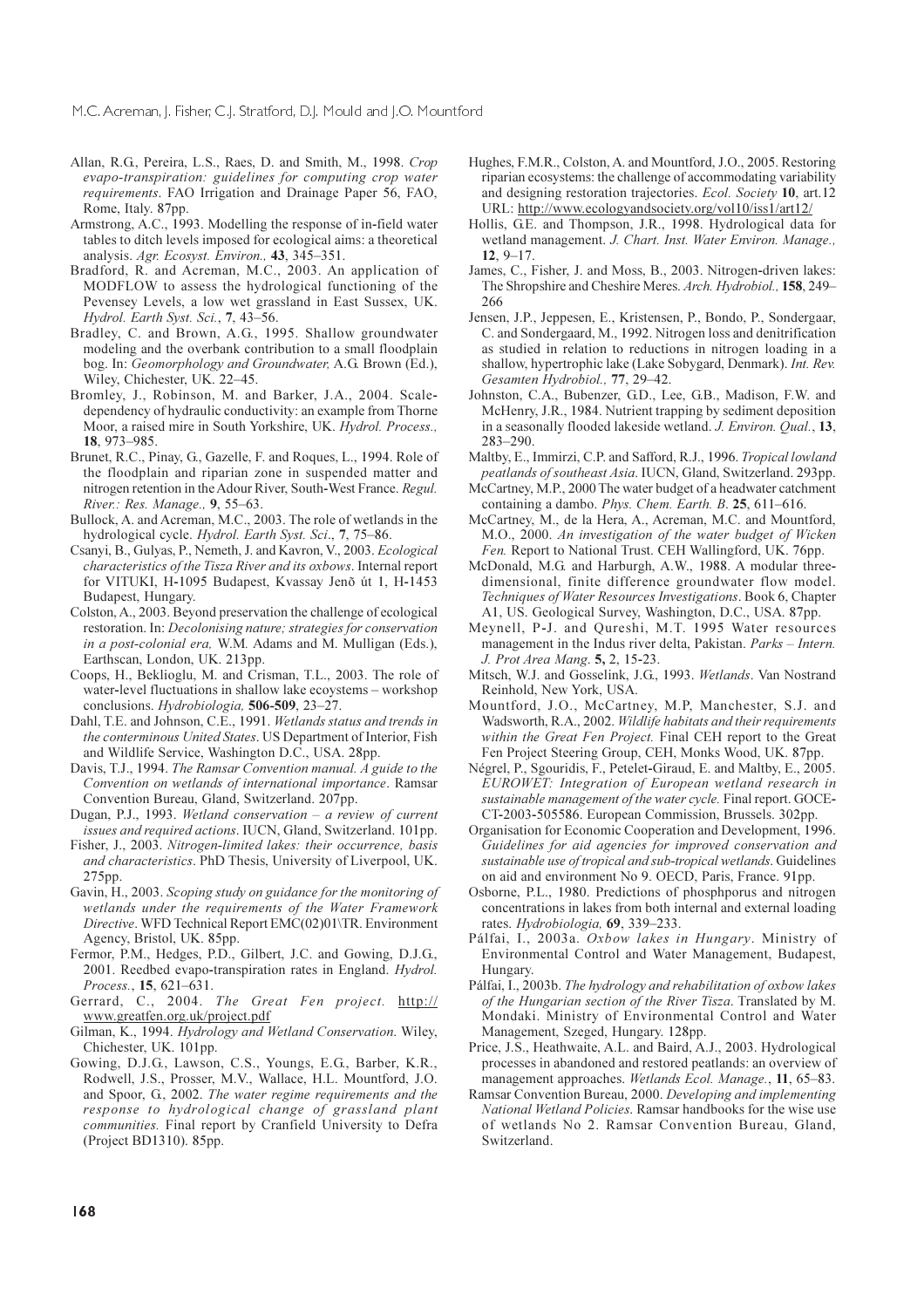Allan, R.G., Pereira, L.S., Raes, D. and Smith, M., 1998. *Crop evapo-transpiration: guidelines for computing crop water requirements*. FAO Irrigation and Drainage Paper 56, FAO, Rome, Italy. 87pp.

Armstrong, A.C., 1993. Modelling the response of in-field water tables to ditch levels imposed for ecological aims: a theoretical analysis. *Agr. Ecosyst. Environ.,* **43**, 345–351.

Bradford, R. and Acreman, M.C., 2003. An application of MODFLOW to assess the hydrological functioning of the Pevensey Levels, a low wet grassland in East Sussex, UK. *Hydrol. Earth Syst. Sci.*, **7**, 43–56.

Bradley, C. and Brown, A.G., 1995. Shallow groundwater modeling and the overbank contribution to a small floodplain bog. In: *Geomorphology and Groundwater,* A.G. Brown (Ed.), Wiley, Chichester, UK. 22–45.

Bromley, J., Robinson, M. and Barker, J.A., 2004. Scale-dependency of hydraulic conductivity: an example from Thorne Moor, a raised mire in South Yorkshire, UK. *Hydrol. Process.,* **18**, 973–985.

Brunet, R.C., Pinay, G., Gazelle, F. and Roques, L., 1994. Role of the floodplain and riparian zone in suspended matter and nitrogen retention in the Adour River, South-West France. *Regul. River.: Res. Manage.,* **9**, 55–63.

Bullock, A. and Acreman, M.C., 2003. The role of wetlands in the hydrological cycle. *Hydrol. Earth Syst. Sci*., **7**, 75–86.

Csanyi, B., Gulyas, P., Nemeth, J. and Kavron, V., 2003. *Ecological characteristics of the Tisza River and its oxbows*. Internal report for VITUKI, H-1095 Budapest, Kvassay Jenõ út 1, H-1453 Budapest, Hungary.

Colston, A., 2003. Beyond preservation the challenge of ecological restoration. In: *Decolonising nature; strategies for conservation in a post-colonial era,* W.M. Adams and M. Mulligan (Eds.), Earthscan, London, UK. 213pp.

Coops, H., Beklioglu, M. and Crisman, T.L., 2003. The role of water-level fluctuations in shallow lake ecoystems – workshop conclusions. *Hydrobiologia,* **506-509**, 23–27.

Dahl, T.E. and Johnson, C.E., 1991. *Wetlands status and trends in the conterminous United States*. US Department of Interior, Fish and Wildlife Service, Washington D.C., USA. 28pp.

Davis, T.J., 1994. *The Ramsar Convention manual. A guide to the Convention on wetlands of international importance*. Ramsar Convention Bureau, Gland, Switzerland. 207pp.

Dugan, P.J., 1993. *Wetland conservation – a review of current issues and required actions*. IUCN, Gland, Switzerland. 101pp.

Fisher, J., 2003. *Nitrogen-limited lakes: their occurrence, basis and characteristics*. PhD Thesis, University of Liverpool, UK. 275pp.

Gavin, H., 2003. *Scoping study on guidance for the monitoring of wetlands under the requirements of the Water Framework Directive*. WFD Technical Report EMC(02)01\TR. Environment Agency, Bristol, UK. 85pp.

Fermor, P.M., Hedges, P.D., Gilbert, J.C. and Gowing, D.J.G., 2001. Reedbed evapo-transpiration rates in England. *Hydrol. Process.*, **15**, 621–631.

Gerrard, C., 2004. *The Great Fen project.* http://www.greatfen.org.uk/project.pdf

Gilman, K., 1994. *Hydrology and Wetland Conservation*. Wiley, Chichester, UK. 101pp.

Gowing, D.J.G., Lawson, C.S., Youngs, E.G., Barber, K.R., Rodwell, J.S., Prosser, M.V., Wallace, H.L. Mountford, J.O. and Spoor, G., 2002. *The water regime requirements and the response to hydrological change of grassland plant communities.* Final report by Cranfield University to Defra (Project BD1310). 85pp.

Hughes, F.M.R., Colston, A. and Mountford, J.O., 2005. Restoring riparian ecosystems: the challenge of accommodating variability and designing restoration trajectories. *Ecol. Society* **10**, art.12 URL: http://www.ecologyandsociety.org/vol10/iss1/art12/

Hollis, G.E. and Thompson, J.R., 1998. Hydrological data for wetland management. *J. Chart. Inst. Water Environ. Manage.,* **12**, 9–17.

James, C., Fisher, J. and Moss, B., 2003. Nitrogen-driven lakes: The Shropshire and Cheshire Meres. *Arch. Hydrobiol.,* **158**, 249–266

Jensen, J.P., Jeppesen, E., Kristensen, P., Bondo, P., Sondergaar, C. and Sondergaard, M., 1992. Nitrogen loss and denitrification as studied in relation to reductions in nitrogen loading in a shallow, hypertrophic lake (Lake Sobygard, Denmark). *Int. Rev. Gesamten Hydrobiol.,* **77**, 29–42.

Johnston, C.A., Bubenzer, G.D., Lee, G.B., Madison, F.W. and McHenry, J.R., 1984. Nutrient trapping by sediment deposition in a seasonally flooded lakeside wetland. *J. Environ. Qual.*, **13**, 283–290.

Maltby, E., Immirzi, C.P. and Safford, R.J., 1996. *Tropical lowland peatlands of southeast Asia*. IUCN, Gland, Switzerland. 293pp.

McCartney, M.P., 2000 The water budget of a headwater catchment containing a dambo. *Phys. Chem. Earth. B*. **25**, 611–616.

McCartney, M., de la Hera, A., Acreman, M.C. and Mountford, M.O., 2000. *An investigation of the water budget of Wicken Fen.* Report to National Trust. CEH Wallingford, UK. 76pp.

McDonald, M.G. and Harburgh, A.W., 1988. A modular three-dimensional, finite difference groundwater flow model. *Techniques of Water Resources Investigations*. Book 6, Chapter A1, US. Geological Survey, Washington, D.C., USA. 87pp.

Meynell, P-J. and Qureshi, M.T. 1995 Water resources management in the Indus river delta, Pakistan. *Parks – Intern. J. Prot Area Mang*. **5,** 2, 15-23.

Mitsch, W.J. and Gosselink, J.G., 1993. *Wetlands*. Van Nostrand Reinhold, New York, USA.

Mountford, J.O., McCartney, M.P, Manchester, S.J. and Wadsworth, R.A., 2002. *Wildlife habitats and their requirements within the Great Fen Project.* Final CEH report to the Great Fen Project Steering Group, CEH, Monks Wood, UK. 87pp.

Négrel, P., Sgouridis, F., Petelet-Giraud, E. and Maltby, E., 2005. *EUROWET: Integration of European wetland research in sustainable management of the water cycle.* Final report. GOCE-CT-2003-505586. European Commission, Brussels. 302pp.

Organisation for Economic Cooperation and Development, 1996. *Guidelines for aid agencies for improved conservation and sustainable use of tropical and sub-tropical wetlands*. Guidelines on aid and environment No 9. OECD, Paris, France. 91pp.

Osborne, P.L., 1980. Predictions of phosphporus and nitrogen concentrations in lakes from both internal and external loading rates. *Hydrobiologia,* **69**, 339–233.

Pálfai, I., 2003a. *Oxbow lakes in Hungary*. Ministry of Environmental Control and Water Management, Budapest, Hungary.

Pálfai, I., 2003b. *The hydrology and rehabilitation of oxbow lakes of the Hungarian section of the River Tisza*. Translated by M. Mondaki. Ministry of Environmental Control and Water Management, Szeged, Hungary. 128pp.

Price, J.S., Heathwaite, A.L. and Baird, A.J., 2003. Hydrological processes in abandoned and restored peatlands: an overview of management approaches. *Wetlands Ecol. Manage.*, **11**, 65–83.

Ramsar Convention Bureau, 2000. *Developing and implementing National Wetland Policies*. Ramsar handbooks for the wise use of wetlands No 2. Ramsar Convention Bureau, Gland, Switzerland.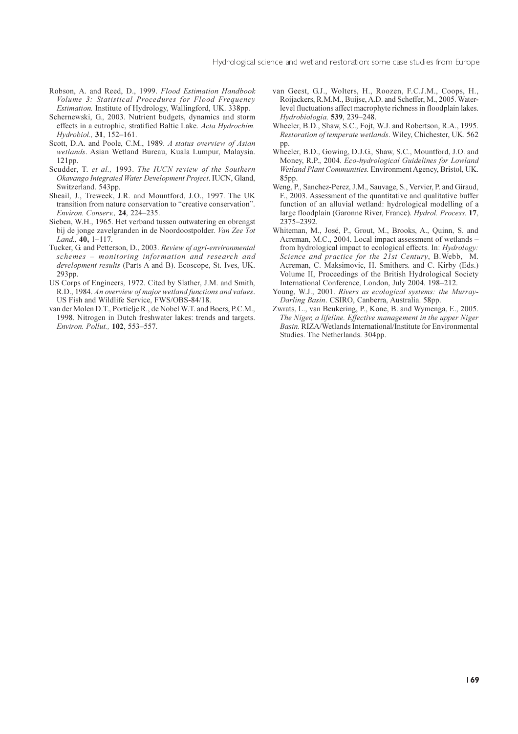Robson, A. and Reed, D., 1999. *Flood Estimation Handbook Volume 3: Statistical Procedures for Flood Frequency Estimation.* Institute of Hydrology, Wallingford, UK. 338pp.

Schernewski, G., 2003. Nutrient budgets, dynamics and storm effects in a eutrophic, stratified Baltic Lake. *Acta Hydrochim. Hydrobiol.,* **31**, 152–161.

Scott, D.A. and Poole, C.M., 1989. *A status overview of Asian wetlands*. Asian Wetland Bureau, Kuala Lumpur, Malaysia. 121pp.

Scudder, T. *et al.,* 1993. *The IUCN review of the Southern Okavango Integrated Water Development Project*. IUCN, Gland, Switzerland. 543pp.

Sheail, J., Treweek, J.R. and Mountford, J.O., 1997. The UK transition from nature conservation to "creative conservation". *Environ. Conserv.,* **24**, 224–235.

Sieben, W.H., 1965. Het verband tussen outwatering en obrengst bij de jonge zavelgranden in de Noordoostpolder. *Van Zee Tot Land.,* **40,** 1–117.

Tucker, G. and Petterson, D., 2003. *Review of agri-environmental schemes – monitoring information and research and development results* (Parts A and B). Ecoscope, St. Ives, UK. 293pp.

US Corps of Engineers, 1972. Cited by Slather, J.M. and Smith, R.D., 1984. *An overview of major wetland functions and values*. US Fish and Wildlife Service, FWS/OBS-84/18.

van der Molen D.T., Portielje R., de Nobel W.T. and Boers, P.C.M., 1998. Nitrogen in Dutch freshwater lakes: trends and targets. *Environ. Pollut.,* **102**, 553–557.

van Geest, G.J., Wolters, H., Roozen, F.C.J.M., Coops, H., Roijackers, R.M.M., Buijse, A.D. and Scheffer, M., 2005. Water-level fluctuations affect macrophyte richness in floodplain lakes. *Hydrobiologia,* **539**, 239–248.

Wheeler, B.D., Shaw, S.C., Fojt, W.J. and Robertson, R.A., 1995. *Restoration of temperate wetlands*. Wiley, Chichester, UK. 562 pp.

Wheeler, B.D., Gowing, D.J.G., Shaw, S.C., Mountford, J.O. and Money, R.P., 2004. *Eco-hydrological Guidelines for Lowland Wetland Plant Communities.* Environment Agency, Bristol, UK. 85pp.

Weng, P., Sanchez-Perez, J.M., Sauvage, S., Vervier, P. and Giraud, F., 2003. Assessment of the quantitative and qualitative buffer function of an alluvial wetland: hydrological modelling of a large floodplain (Garonne River, France). *Hydrol. Process.* **17**, 2375–2392.

Whiteman, M., José, P., Grout, M., Brooks, A., Quinn, S. and Acreman, M.C., 2004. Local impact assessment of wetlands – from hydrological impact to ecological effects. In: *Hydrology: Science and practice for the 21st Century*, B.Webb, M. Acreman, C. Maksimovic, H. Smithers. and C. Kirby (Eds.) Volume II, Proceedings of the British Hydrological Society International Conference, London, July 2004. 198–212.

Young, W.J., 2001. *Rivers as ecological systems: the Murray-Darling Basin*. CSIRO, Canberra, Australia. 58pp.

Zwrats, L., van Beukering, P., Kone, B. and Wymenga, E., 2005. *The Niger, a lifeline. Effective management in the upper Niger Basin*. RIZA/Wetlands International/Institute for Environmental Studies. The Netherlands. 304pp.